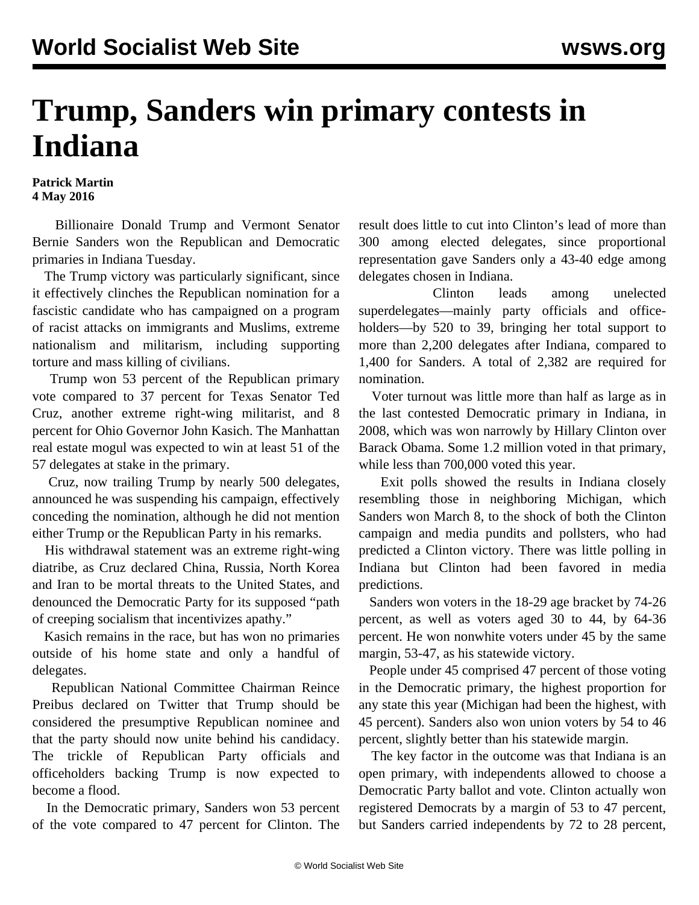# Trump, Sanders win primary contests in Indiana

**Patrick Martin**
**4 May 2016**

Billionaire Donald Trump and Vermont Senator Bernie Sanders won the Republican and Democratic primaries in Indiana Tuesday.

The Trump victory was particularly significant, since it effectively clinches the Republican nomination for a fascistic candidate who has campaigned on a program of racist attacks on immigrants and Muslims, extreme nationalism and militarism, including supporting torture and mass killing of civilians.

Trump won 53 percent of the Republican primary vote compared to 37 percent for Texas Senator Ted Cruz, another extreme right-wing militarist, and 8 percent for Ohio Governor John Kasich. The Manhattan real estate mogul was expected to win at least 51 of the 57 delegates at stake in the primary.

Cruz, now trailing Trump by nearly 500 delegates, announced he was suspending his campaign, effectively conceding the nomination, although he did not mention either Trump or the Republican Party in his remarks.

His withdrawal statement was an extreme right-wing diatribe, as Cruz declared China, Russia, North Korea and Iran to be mortal threats to the United States, and denounced the Democratic Party for its supposed "path of creeping socialism that incentivizes apathy."

Kasich remains in the race, but has won no primaries outside of his home state and only a handful of delegates.

Republican National Committee Chairman Reince Preibus declared on Twitter that Trump should be considered the presumptive Republican nominee and that the party should now unite behind his candidacy. The trickle of Republican Party officials and officeholders backing Trump is now expected to become a flood.

In the Democratic primary, Sanders won 53 percent of the vote compared to 47 percent for Clinton. The result does little to cut into Clinton's lead of more than 300 among elected delegates, since proportional representation gave Sanders only a 43-40 edge among delegates chosen in Indiana.

Clinton leads among unelected superdelegates—mainly party officials and office-holders—by 520 to 39, bringing her total support to more than 2,200 delegates after Indiana, compared to 1,400 for Sanders. A total of 2,382 are required for nomination.

Voter turnout was little more than half as large as in the last contested Democratic primary in Indiana, in 2008, which was won narrowly by Hillary Clinton over Barack Obama. Some 1.2 million voted in that primary, while less than 700,000 voted this year.

Exit polls showed the results in Indiana closely resembling those in neighboring Michigan, which Sanders won March 8, to the shock of both the Clinton campaign and media pundits and pollsters, who had predicted a Clinton victory. There was little polling in Indiana but Clinton had been favored in media predictions.

Sanders won voters in the 18-29 age bracket by 74-26 percent, as well as voters aged 30 to 44, by 64-36 percent. He won nonwhite voters under 45 by the same margin, 53-47, as his statewide victory.

People under 45 comprised 47 percent of those voting in the Democratic primary, the highest proportion for any state this year (Michigan had been the highest, with 45 percent). Sanders also won union voters by 54 to 46 percent, slightly better than his statewide margin.

The key factor in the outcome was that Indiana is an open primary, with independents allowed to choose a Democratic Party ballot and vote. Clinton actually won registered Democrats by a margin of 53 to 47 percent, but Sanders carried independents by 72 to 28 percent,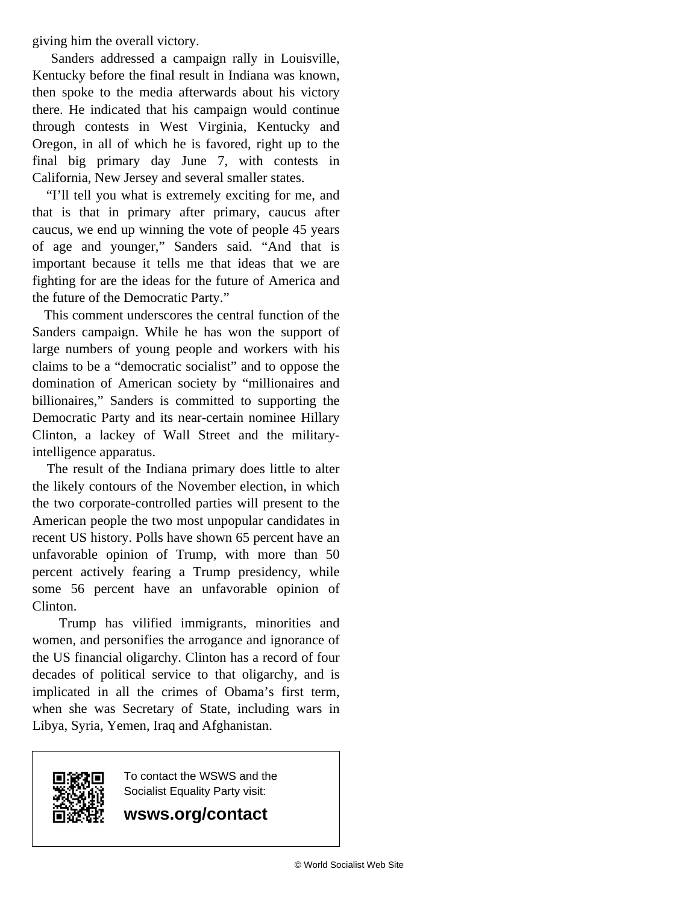giving him the overall victory.

Sanders addressed a campaign rally in Louisville, Kentucky before the final result in Indiana was known, then spoke to the media afterwards about his victory there. He indicated that his campaign would continue through contests in West Virginia, Kentucky and Oregon, in all of which he is favored, right up to the final big primary day June 7, with contests in California, New Jersey and several smaller states.

"I'll tell you what is extremely exciting for me, and that is that in primary after primary, caucus after caucus, we end up winning the vote of people 45 years of age and younger," Sanders said. "And that is important because it tells me that ideas that we are fighting for are the ideas for the future of America and the future of the Democratic Party."

This comment underscores the central function of the Sanders campaign. While he has won the support of large numbers of young people and workers with his claims to be a "democratic socialist" and to oppose the domination of American society by "millionaires and billionaires," Sanders is committed to supporting the Democratic Party and its near-certain nominee Hillary Clinton, a lackey of Wall Street and the military-intelligence apparatus.

The result of the Indiana primary does little to alter the likely contours of the November election, in which the two corporate-controlled parties will present to the American people the two most unpopular candidates in recent US history. Polls have shown 65 percent have an unfavorable opinion of Trump, with more than 50 percent actively fearing a Trump presidency, while some 56 percent have an unfavorable opinion of Clinton.

Trump has vilified immigrants, minorities and women, and personifies the arrogance and ignorance of the US financial oligarchy. Clinton has a record of four decades of political service to that oligarchy, and is implicated in all the crimes of Obama's first term, when she was Secretary of State, including wars in Libya, Syria, Yemen, Iraq and Afghanistan.

To contact the WSWS and the Socialist Equality Party visit:

**wsws.org/contact**